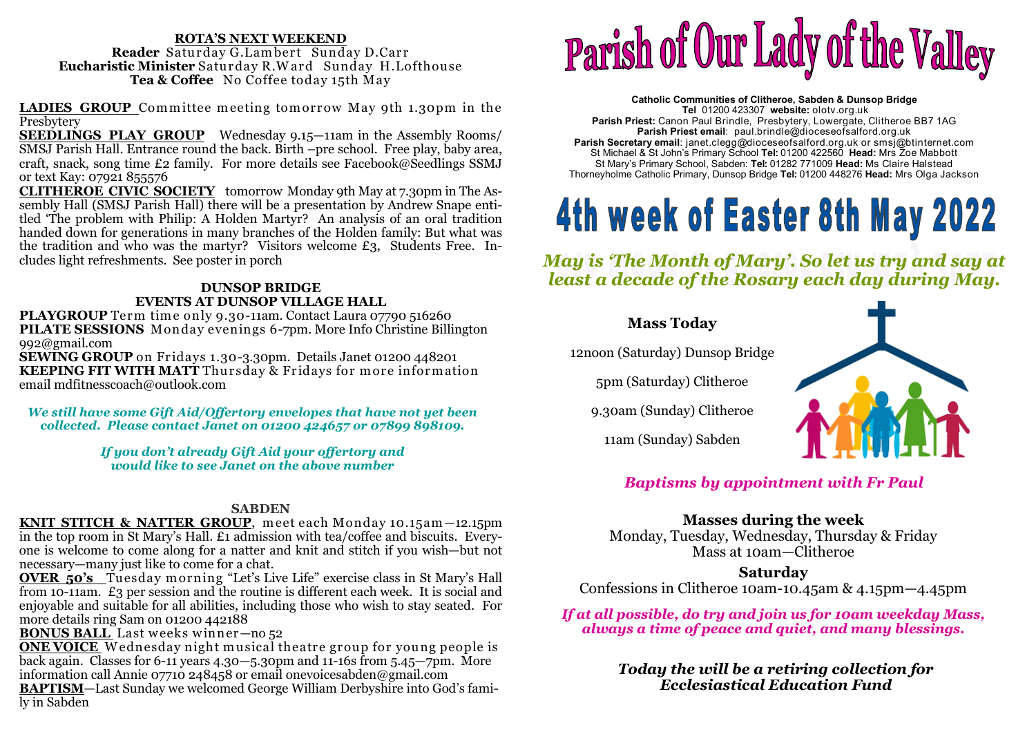**ROTA'S NEXT WEEKEND**
**Reader** Saturday G.Lambert Sunday D.Carr
**Eucharistic Minister** Saturday R.Ward Sunday H.Lofthouse
**Tea & Coffee** No Coffee today 15th May

**LADIES GROUP** Committee meeting tomorrow May 9th 1.30pm in the Presbytery

**SEEDLINGS PLAY GROUP** Wednesday 9.15—11am in the Assembly Rooms/ SMSJ Parish Hall. Entrance round the back. Birth –pre school. Free play, baby area, craft, snack, song time £2 family. For more details see Facebook@Seedlings SSMJ or text Kay: 07921 855576

**CLITHEROE CIVIC SOCIETY** tomorrow Monday 9th May at 7.30pm in The Assembly Hall (SMSJ Parish Hall) there will be a presentation by Andrew Snape entitled 'The problem with Philip: A Holden Martyr? An analysis of an oral tradition handed down for generations in many branches of the Holden family: But what was the tradition and who was the martyr? Visitors welcome £3, Students Free. Includes light refreshments. See poster in porch

**DUNSOP BRIDGE**
**EVENTS AT DUNSOP VILLAGE HALL**

**PLAYGROUP** Term time only 9.30-11am. Contact Laura 07790 516260
**PILATE SESSIONS** Monday evenings 6-7pm. More Info Christine Billington 992@gmail.com
**SEWING GROUP** on Fridays 1.30-3.30pm. Details Janet 01200 448201
**KEEPING FIT WITH MATT** Thursday & Fridays for more information email mdfitnesscoach@outlook.com

*We still have some Gift Aid/Offertory envelopes that have not yet been collected. Please contact Janet on 01200 424657 or 07899 898109.*

*If you don't already Gift Aid your offertory and would like to see Janet on the above number*

**SABDEN**

**KNIT STITCH & NATTER GROUP**, meet each Monday 10.15am—12.15pm in the top room in St Mary's Hall. £1 admission with tea/coffee and biscuits. Everyone is welcome to come along for a natter and knit and stitch if you wish—but not necessary—many just like to come for a chat.

**OVER 50's** Tuesday morning "Let's Live Life" exercise class in St Mary's Hall from 10-11am. £3 per session and the routine is different each week. It is social and enjoyable and suitable for all abilities, including those who wish to stay seated. For more details ring Sam on 01200 442188

**BONUS BALL** Last weeks winner—no 52

**ONE VOICE** Wednesday night musical theatre group for young people is back again. Classes for 6-11 years 4.30—5.30pm and 11-16s from 5.45—7pm. More information call Annie 07710 248458 or email onevoicesabden@gmail.com

**BAPTISM**—Last Sunday we welcomed George William Derbyshire into God's family in Sabden

# Parish of Our Lady of the Valley

**Catholic Communities of Clitheroe, Sabden & Dunsop Bridge**
**Tel** 01200 423307 **website:** olotv.org.uk
**Parish Priest:** Canon Paul Brindle, Presbytery, Lowergate, Clitheroe BB7 1AG
**Parish Priest email**: paul.brindle@dioceseofsalford.org.uk
**Parish Secretary email**: janet.clegg@dioceseofsalford.org.uk or smsj@btinternet.com
St Michael & St John's Primary School **Tel:** 01200 422560 **Head:** Mrs Zoe Mabbott
St Mary's Primary School, Sabden: **Tel:** 01282 771009 **Head:** Ms Claire Halstead
Thorneyholme Catholic Primary, Dunsop Bridge **Tel:** 01200 448276 **Head:** Mrs Olga Jackson

# 4th week of Easter 8th May 2022

***May is 'The Month of Mary'. So let us try and say at least a decade of the Rosary each day during May.***

**Mass Today**

12noon (Saturday) Dunsop Bridge

5pm (Saturday) Clitheroe

9.30am (Sunday) Clitheroe

11am (Sunday) Sabden

***Baptisms by appointment with Fr Paul***

**Masses during the week**
Monday, Tuesday, Wednesday, Thursday & Friday
Mass at 10am—Clitheroe

**Saturday**
Confessions in Clitheroe 10am-10.45am & 4.15pm—4.45pm

***If at all possible, do try and join us for 10am weekday Mass, always a time of peace and quiet, and many blessings.***

***Today the will be a retiring collection for Ecclesiastical Education Fund***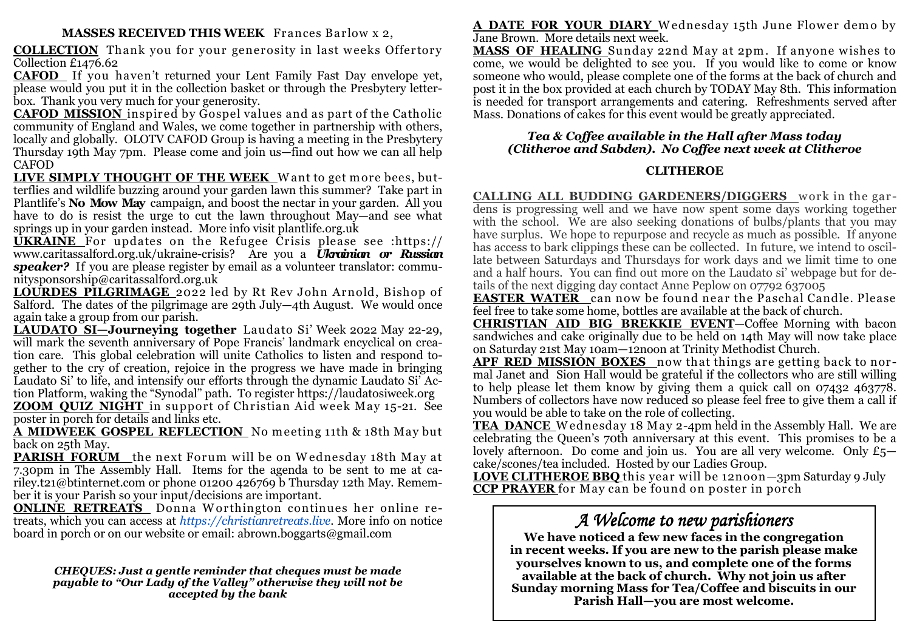**MASSES RECEIVED THIS WEEK** Frances Barlow x 2,

**COLLECTION** Thank you for your generosity in last weeks Offertory Collection £1476.62

**CAFOD** If you haven't returned your Lent Family Fast Day envelope yet, please would you put it in the collection basket or through the Presbytery letterbox. Thank you very much for your generosity.

**CAFOD MISSION** inspired by Gospel values and as part of the Catholic community of England and Wales, we come together in partnership with others, locally and globally. OLOTV CAFOD Group is having a meeting in the Presbytery Thursday 19th May 7pm. Please come and join us—find out how we can all help CAFOD

**LIVE SIMPLY THOUGHT OF THE WEEK** Want to get more bees, butterflies and wildlife buzzing around your garden lawn this summer? Take part in Plantlife's **No Mow May** campaign, and boost the nectar in your garden. All you have to do is resist the urge to cut the lawn throughout May—and see what springs up in your garden instead. More info visit plantlife.org.uk

**UKRAINE** For updates on the Refugee Crisis please see :https://www.caritassalford.org.uk/ukraine-crisis? Are you a ***Ukrainian or Russian speaker?*** If you are please register by email as a volunteer translator: communitysponsorship@caritassalford.org.uk

**LOURDES PILGRIMAGE** 2022 led by Rt Rev John Arnold, Bishop of Salford. The dates of the pilgrimage are 29th July—4th August. We would once again take a group from our parish.

**LAUDATO SI—Journeying together** Laudato Si' Week 2022 May 22-29, will mark the seventh anniversary of Pope Francis' landmark encyclical on creation care. This global celebration will unite Catholics to listen and respond together to the cry of creation, rejoice in the progress we have made in bringing Laudato Si' to life, and intensify our efforts through the dynamic Laudato Si' Action Platform, waking the "Synodal" path. To register https://laudatosiweek.org

**ZOOM QUIZ NIGHT** in support of Christian Aid week May 15-21. See poster in porch for details and links etc.

**A MIDWEEK GOSPEL REFLECTION** No meeting 11th & 18th May but back on 25th May.

**PARISH FORUM** the next Forum will be on Wednesday 18th May at 7.30pm in The Assembly Hall. Items for the agenda to be sent to me at cariley.t21@btinternet.com or phone 01200 426769 b Thursday 12th May. Remember it is your Parish so your input/decisions are important.

**ONLINE RETREATS** Donna Worthington continues her online retreats, which you can access at *https://christianretreats.live*. More info on notice board in porch or on our website or email: abrown.boggarts@gmail.com

***CHEQUES: Just a gentle reminder that cheques must be made payable to "Our Lady of the Valley" otherwise they will not be accepted by the bank***

**A DATE FOR YOUR DIARY** Wednesday 15th June Flower demo by Jane Brown. More details next week.

**MASS OF HEALING** Sunday 22nd May at 2pm. If anyone wishes to come, we would be delighted to see you. If you would like to come or know someone who would, please complete one of the forms at the back of church and post it in the box provided at each church by TODAY May 8th. This information is needed for transport arrangements and catering. Refreshments served after Mass. Donations of cakes for this event would be greatly appreciated.

***Tea & Coffee available in the Hall after Mass today (Clitheroe and Sabden). No Coffee next week at Clitheroe***

## CLITHEROE

**CALLING ALL BUDDING GARDENERS/DIGGERS** work in the gardens is progressing well and we have now spent some days working together with the school. We are also seeking donations of bulbs/plants that you may have surplus. We hope to repurpose and recycle as much as possible. If anyone has access to bark clippings these can be collected. In future, we intend to oscillate between Saturdays and Thursdays for work days and we limit time to one and a half hours. You can find out more on the Laudato si' webpage but for details of the next digging day contact Anne Peplow on 07792 637005

**EASTER WATER** can now be found near the Paschal Candle. Please feel free to take some home, bottles are available at the back of church.

**CHRISTIAN AID BIG BREKKIE EVENT**—Coffee Morning with bacon sandwiches and cake originally due to be held on 14th May will now take place on Saturday 21st May 10am—12noon at Trinity Methodist Church.

**APF RED MISSION BOXES** now that things are getting back to normal Janet and Sion Hall would be grateful if the collectors who are still willing to help please let them know by giving them a quick call on 07432 463778. Numbers of collectors have now reduced so please feel free to give them a call if you would be able to take on the role of collecting.

**TEA DANCE** Wednesday 18 May 2-4pm held in the Assembly Hall. We are celebrating the Queen's 70th anniversary at this event. This promises to be a lovely afternoon. Do come and join us. You are all very welcome. Only £5—cake/scones/tea included. Hosted by our Ladies Group.

**LOVE CLITHEROE BBQ** this year will be 12noon—3pm Saturday 9 July

**CCP PRAYER** for May can be found on poster in porch

## *A Welcome to new parishioners*

**We have noticed a few new faces in the congregation in recent weeks. If you are new to the parish please make yourselves known to us, and complete one of the forms available at the back of church. Why not join us after Sunday morning Mass for Tea/Coffee and biscuits in our Parish Hall—you are most welcome.**